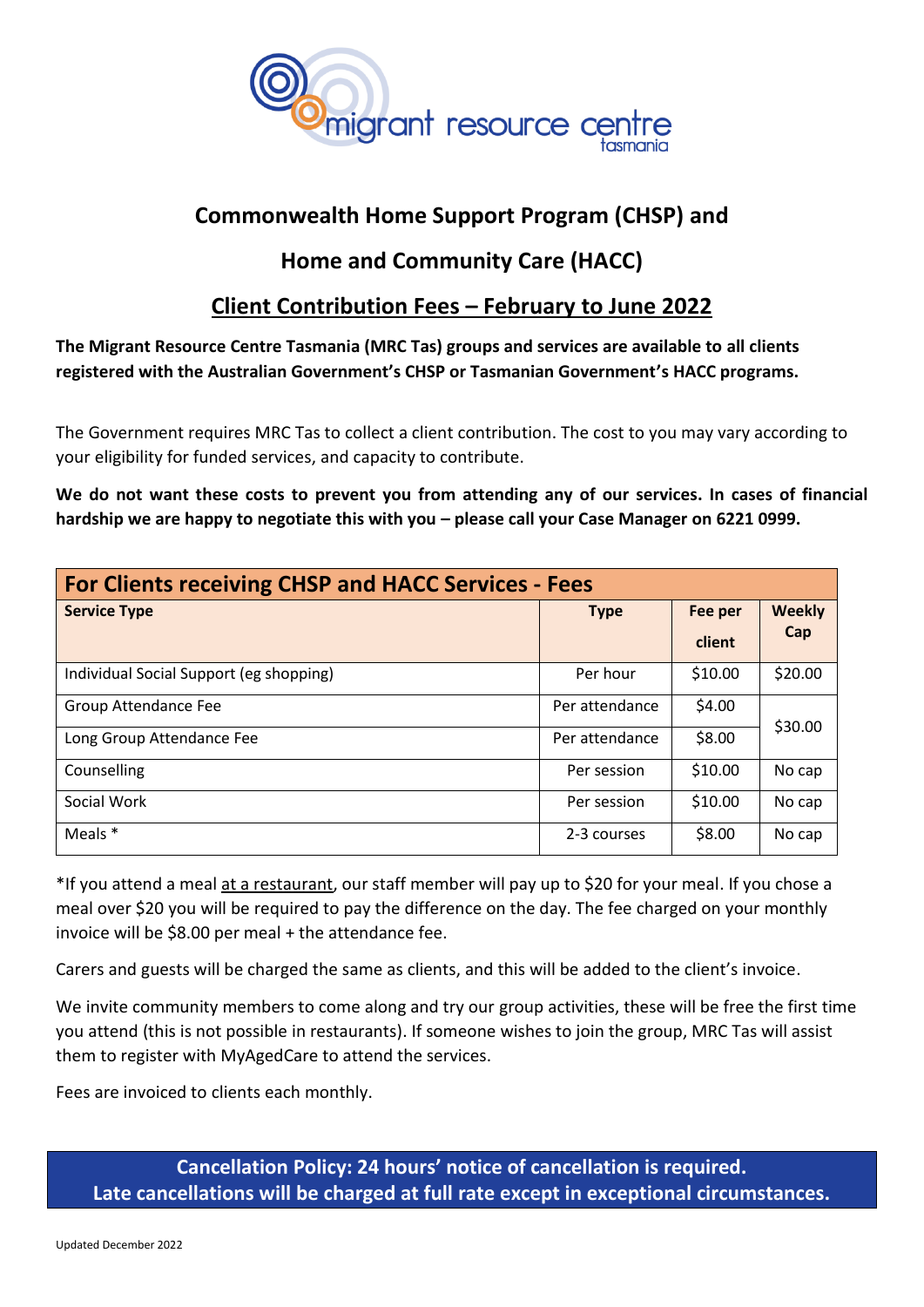migrant resource centre tasmania

# Commonwealth Home Support Program (CHSP) and

# Home and Community Care (HACC)

## Client Contribution Fees – February to June 2022

**The Migrant Resource Centre Tasmania (MRC Tas) groups and services are available to all clients registered with the Australian Government's CHSP or Tasmanian Government's HACC programs.**

The Government requires MRC Tas to collect a client contribution. The cost to you may vary according to your eligibility for funded services, and capacity to contribute.

**We do not want these costs to prevent you from attending any of our services. In cases of financial hardship we are happy to negotiate this with you – please call your Case Manager on 6221 0999.**

| For Clients receiving CHSP and HACC Services - Fees | | | |
|---|---|---|---|
| **Service Type** | **Type** | **Fee per client** | **Weekly Cap** |
| Individual Social Support (eg shopping) | Per hour | $10.00 | $20.00 |
| Group Attendance Fee | Per attendance | $4.00 | $30.00 |
| Long Group Attendance Fee | Per attendance | $8.00 | |
| Counselling | Per session | $10.00 | No cap |
| Social Work | Per session | $10.00 | No cap |
| Meals * | 2-3 courses | $8.00 | No cap |

*If you attend a meal at a restaurant, our staff member will pay up to $20 for your meal. If you chose a meal over $20 you will be required to pay the difference on the day. The fee charged on your monthly invoice will be $8.00 per meal + the attendance fee.

Carers and guests will be charged the same as clients, and this will be added to the client's invoice.

We invite community members to come along and try our group activities, these will be free the first time you attend (this is not possible in restaurants). If someone wishes to join the group, MRC Tas will assist them to register with MyAgedCare to attend the services.

Fees are invoiced to clients each monthly.

**Cancellation Policy: 24 hours' notice of cancellation is required.**
**Late cancellations will be charged at full rate except in exceptional circumstances.**

Updated December 2022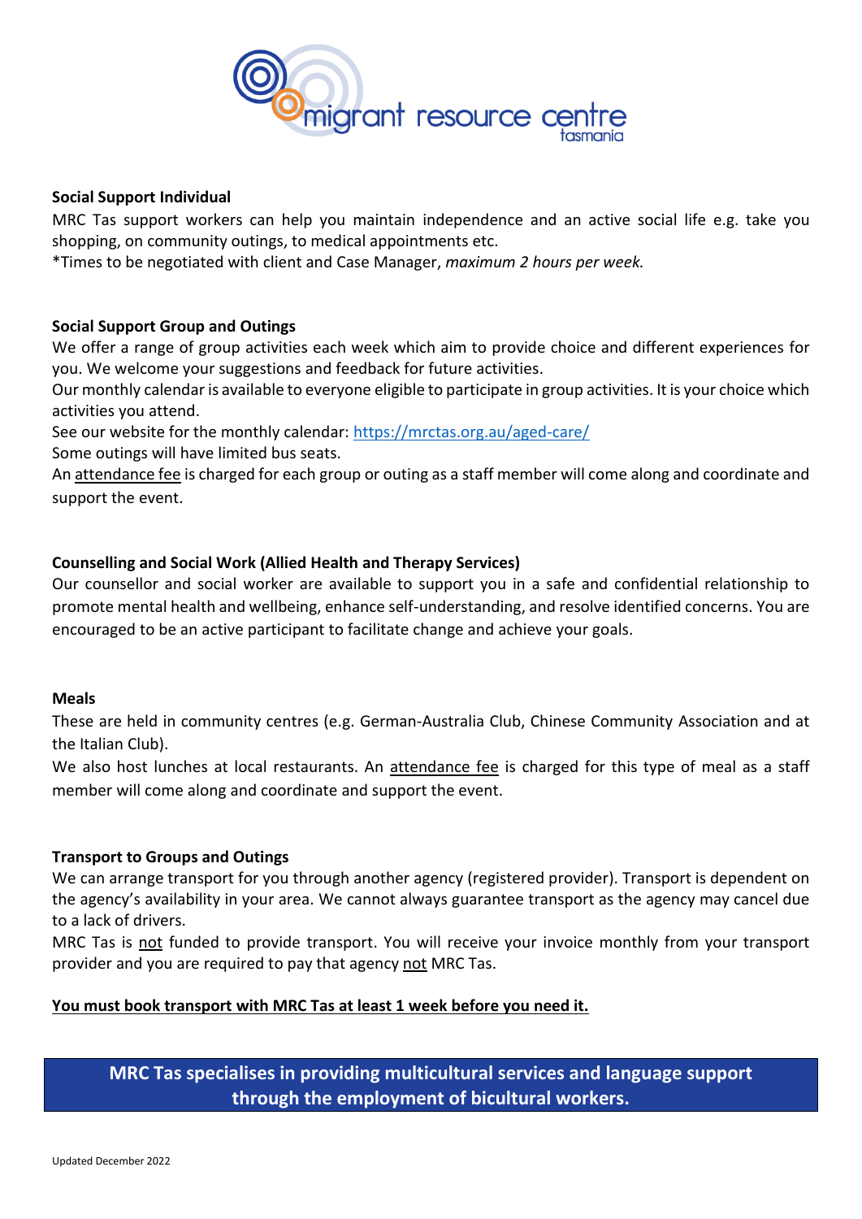**Social Support Individual**

MRC Tas support workers can help you maintain independence and an active social life e.g. take you shopping, on community outings, to medical appointments etc.

*Times to be negotiated with client and Case Manager, *maximum 2 hours per week.*

**Social Support Group and Outings**

We offer a range of group activities each week which aim to provide choice and different experiences for you. We welcome your suggestions and feedback for future activities.

Our monthly calendar is available to everyone eligible to participate in group activities. It is your choice which activities you attend.

See our website for the monthly calendar: https://mrctas.org.au/aged-care/

Some outings will have limited bus seats.

An <u>attendance fee</u> is charged for each group or outing as a staff member will come along and coordinate and support the event.

**Counselling and Social Work (Allied Health and Therapy Services)**

Our counsellor and social worker are available to support you in a safe and confidential relationship to promote mental health and wellbeing, enhance self-understanding, and resolve identified concerns. You are encouraged to be an active participant to facilitate change and achieve your goals.

**Meals**

These are held in community centres (e.g. German-Australia Club, Chinese Community Association and at the Italian Club).

We also host lunches at local restaurants. An <u>attendance fee</u> is charged for this type of meal as a staff member will come along and coordinate and support the event.

**Transport to Groups and Outings**

We can arrange transport for you through another agency (registered provider). Transport is dependent on the agency's availability in your area. We cannot always guarantee transport as the agency may cancel due to a lack of drivers.

MRC Tas is <u>not</u> funded to provide transport. You will receive your invoice monthly from your transport provider and you are required to pay that agency <u>not</u> MRC Tas.

**<u>You must book transport with MRC Tas at least 1 week before you need it.</u>**

**MRC Tas specialises in providing multicultural services and language support through the employment of bicultural workers.**

Updated December 2022